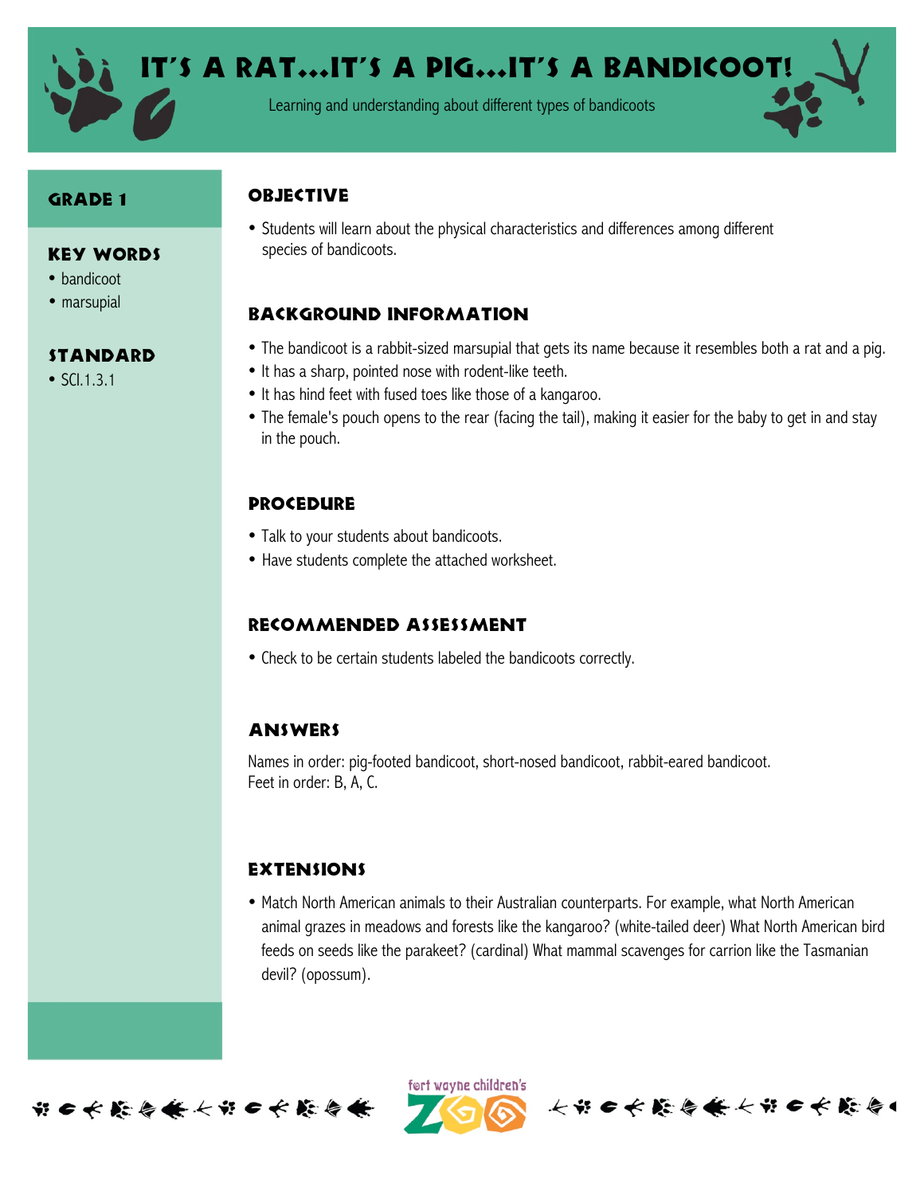# It's a Rat...It's a Pig...It's a Bandicoot!

Learning and understanding about different types of bandicoots

## Grade 1

### Key Words

- bandicoot
- marsupial

### Standard

- SCI.1.3.1

## Objective

- Students will learn about the physical characteristics and differences among different species of bandicoots.

## Background Information

- The bandicoot is a rabbit-sized marsupial that gets its name because it resembles both a rat and a pig.
- It has a sharp, pointed nose with rodent-like teeth.
- It has hind feet with fused toes like those of a kangaroo.
- The female's pouch opens to the rear (facing the tail), making it easier for the baby to get in and stay in the pouch.

## Procedure

- Talk to your students about bandicoots.
- Have students complete the attached worksheet.

## Recommended Assessment

- Check to be certain students labeled the bandicoots correctly.

## Answers

Names in order: pig-footed bandicoot, short-nosed bandicoot, rabbit-eared bandicoot.
Feet in order: B, A, C.

## Extensions

- Match North American animals to their Australian counterparts. For example, what North American animal grazes in meadows and forests like the kangaroo? (white-tailed deer) What North American bird feeds on seeds like the parakeet? (cardinal) What mammal scavenges for carrion like the Tasmanian devil? (opossum).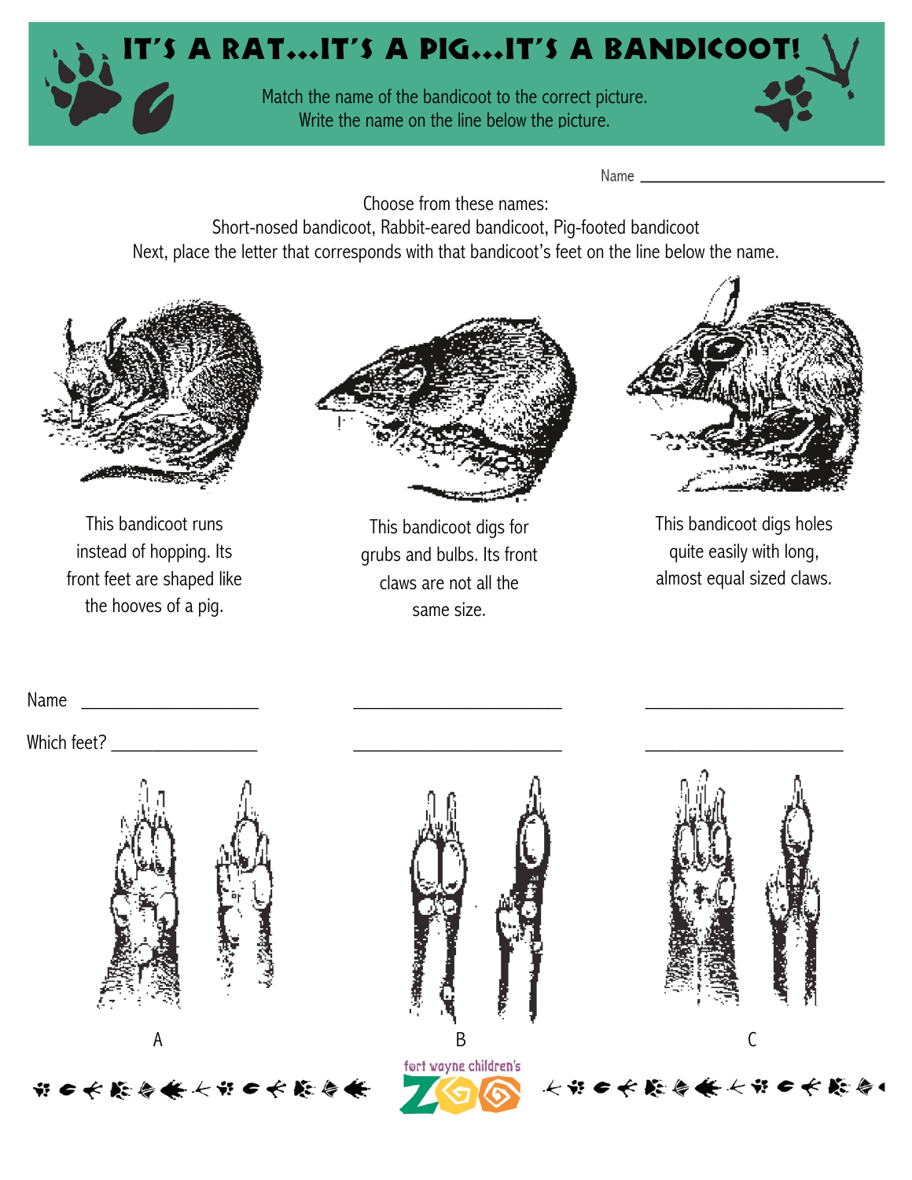# IT'S A RAT...IT'S A PIG...IT'S A BANDICOOT!

Match the name of the bandicoot to the correct picture.
Write the name on the line below the picture.

Name ______________________

Choose from these names:
Short-nosed bandicoot, Rabbit-eared bandicoot, Pig-footed bandicoot
Next, place the letter that corresponds with that bandicoot's feet on the line below the name.

This bandicoot runs instead of hopping. Its front feet are shaped like the hooves of a pig.

This bandicoot digs for grubs and bulbs. Its front claws are not all the same size.

This bandicoot digs holes quite easily with long, almost equal sized claws.

Name ________________ ________________ ________________

Which feet? ________________ ________________ ________________

A

B

C

fort wayne children's ZOO